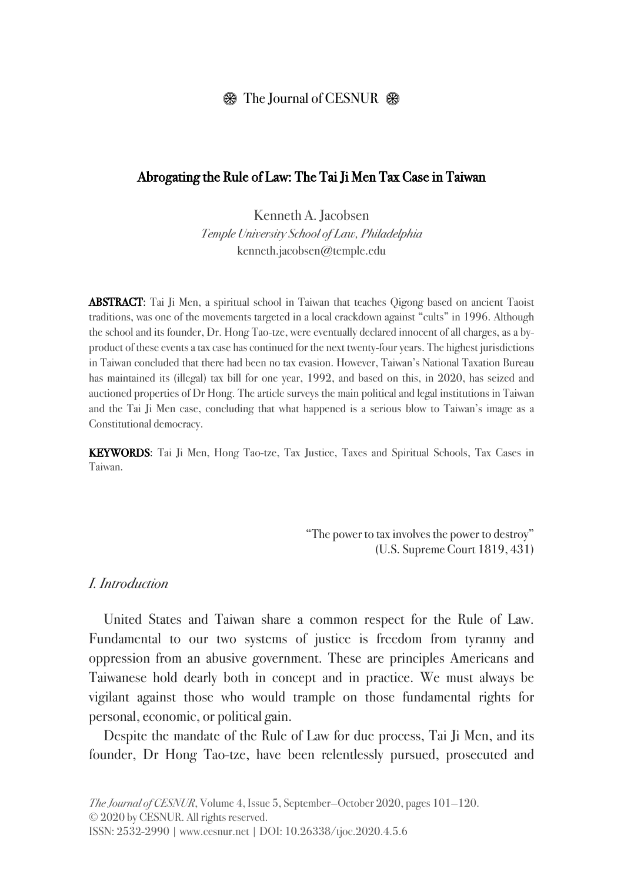# Abrogating the Rule of Law: The Tai Ji Men Tax Case in Taiwan

Kenneth A. Jacobsen
*Temple University School of Law, Philadelphia*
kenneth.jacobsen@temple.edu

**ABSTRACT**: Tai Ji Men, a spiritual school in Taiwan that teaches Qigong based on ancient Taoist traditions, was one of the movements targeted in a local crackdown against "cults" in 1996. Although the school and its founder, Dr. Hong Tao-tze, were eventually declared innocent of all charges, as a by-product of these events a tax case has continued for the next twenty-four years. The highest jurisdictions in Taiwan concluded that there had been no tax evasion. However, Taiwan's National Taxation Bureau has maintained its (illegal) tax bill for one year, 1992, and based on this, in 2020, has seized and auctioned properties of Dr Hong. The article surveys the main political and legal institutions in Taiwan and the Tai Ji Men case, concluding that what happened is a serious blow to Taiwan's image as a Constitutional democracy.

**KEYWORDS**: Tai Ji Men, Hong Tao-tze, Tax Justice, Taxes and Spiritual Schools, Tax Cases in Taiwan.

> "The power to tax involves the power to destroy"
> (U.S. Supreme Court 1819, 431)

## *I. Introduction*

United States and Taiwan share a common respect for the Rule of Law. Fundamental to our two systems of justice is freedom from tyranny and oppression from an abusive government. These are principles Americans and Taiwanese hold dearly both in concept and in practice. We must always be vigilant against those who would trample on those fundamental rights for personal, economic, or political gain.

Despite the mandate of the Rule of Law for due process, Tai Ji Men, and its founder, Dr Hong Tao-tze, have been relentlessly pursued, prosecuted and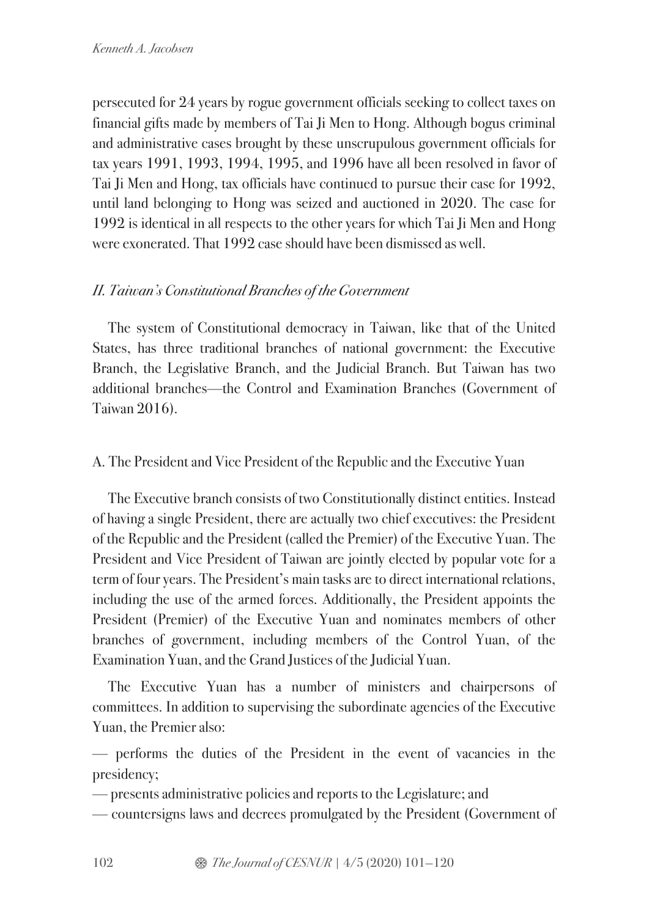persecuted for 24 years by rogue government officials seeking to collect taxes on financial gifts made by members of Tai Ji Men to Hong. Although bogus criminal and administrative cases brought by these unscrupulous government officials for tax years 1991, 1993, 1994, 1995, and 1996 have all been resolved in favor of Tai Ji Men and Hong, tax officials have continued to pursue their case for 1992, until land belonging to Hong was seized and auctioned in 2020. The case for 1992 is identical in all respects to the other years for which Tai Ji Men and Hong were exonerated. That 1992 case should have been dismissed as well.

## *II. Taiwan's Constitutional Branches of the Government*

The system of Constitutional democracy in Taiwan, like that of the United States, has three traditional branches of national government: the Executive Branch, the Legislative Branch, and the Judicial Branch. But Taiwan has two additional branches—the Control and Examination Branches (Government of Taiwan 2016).

### A. The President and Vice President of the Republic and the Executive Yuan

The Executive branch consists of two Constitutionally distinct entities. Instead of having a single President, there are actually two chief executives: the President of the Republic and the President (called the Premier) of the Executive Yuan. The President and Vice President of Taiwan are jointly elected by popular vote for a term of four years. The President's main tasks are to direct international relations, including the use of the armed forces. Additionally, the President appoints the President (Premier) of the Executive Yuan and nominates members of other branches of government, including members of the Control Yuan, of the Examination Yuan, and the Grand Justices of the Judicial Yuan.

The Executive Yuan has a number of ministers and chairpersons of committees. In addition to supervising the subordinate agencies of the Executive Yuan, the Premier also:

— performs the duties of the President in the event of vacancies in the presidency;

— presents administrative policies and reports to the Legislature; and

— countersigns laws and decrees promulgated by the President (Government of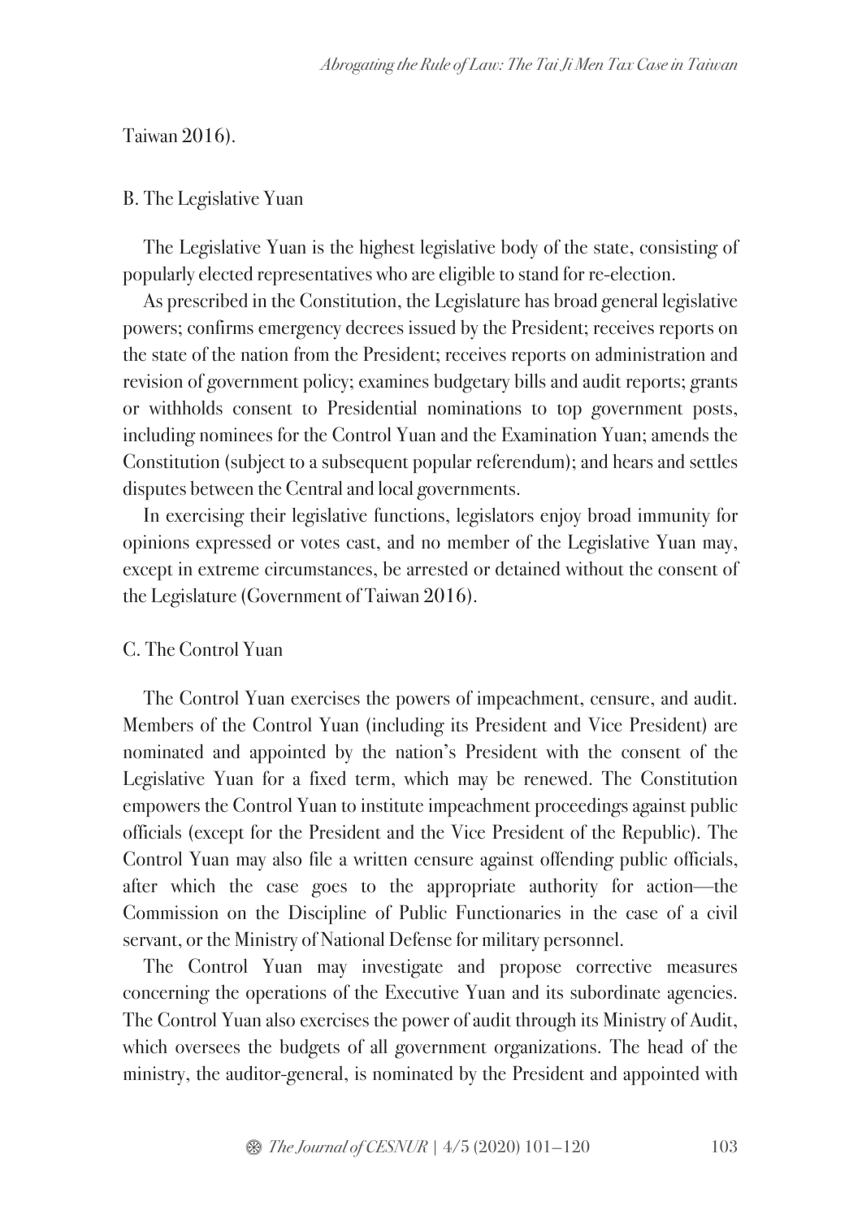Taiwan 2016).

### B. The Legislative Yuan

The Legislative Yuan is the highest legislative body of the state, consisting of popularly elected representatives who are eligible to stand for re-election.

As prescribed in the Constitution, the Legislature has broad general legislative powers; confirms emergency decrees issued by the President; receives reports on the state of the nation from the President; receives reports on administration and revision of government policy; examines budgetary bills and audit reports; grants or withholds consent to Presidential nominations to top government posts, including nominees for the Control Yuan and the Examination Yuan; amends the Constitution (subject to a subsequent popular referendum); and hears and settles disputes between the Central and local governments.

In exercising their legislative functions, legislators enjoy broad immunity for opinions expressed or votes cast, and no member of the Legislative Yuan may, except in extreme circumstances, be arrested or detained without the consent of the Legislature (Government of Taiwan 2016).

### C. The Control Yuan

The Control Yuan exercises the powers of impeachment, censure, and audit. Members of the Control Yuan (including its President and Vice President) are nominated and appointed by the nation's President with the consent of the Legislative Yuan for a fixed term, which may be renewed. The Constitution empowers the Control Yuan to institute impeachment proceedings against public officials (except for the President and the Vice President of the Republic). The Control Yuan may also file a written censure against offending public officials, after which the case goes to the appropriate authority for action—the Commission on the Discipline of Public Functionaries in the case of a civil servant, or the Ministry of National Defense for military personnel.

The Control Yuan may investigate and propose corrective measures concerning the operations of the Executive Yuan and its subordinate agencies. The Control Yuan also exercises the power of audit through its Ministry of Audit, which oversees the budgets of all government organizations. The head of the ministry, the auditor-general, is nominated by the President and appointed with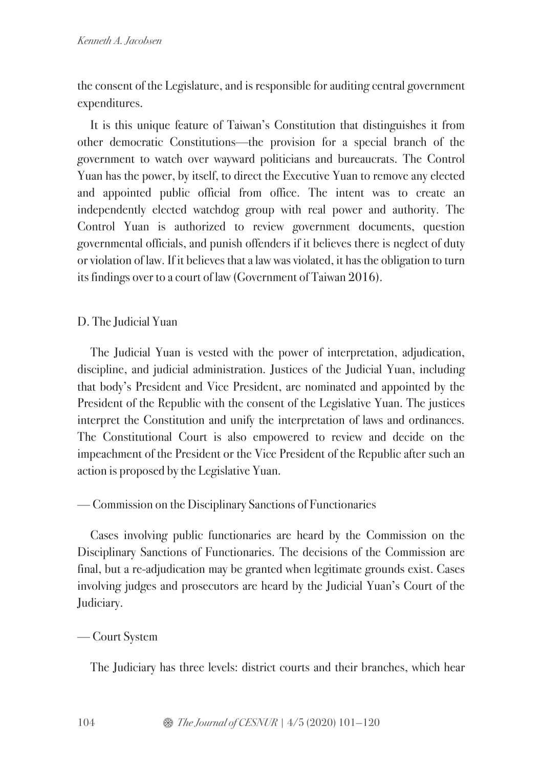the consent of the Legislature, and is responsible for auditing central government expenditures.

It is this unique feature of Taiwan's Constitution that distinguishes it from other democratic Constitutions—the provision for a special branch of the government to watch over wayward politicians and bureaucrats. The Control Yuan has the power, by itself, to direct the Executive Yuan to remove any elected and appointed public official from office. The intent was to create an independently elected watchdog group with real power and authority. The Control Yuan is authorized to review government documents, question governmental officials, and punish offenders if it believes there is neglect of duty or violation of law. If it believes that a law was violated, it has the obligation to turn its findings over to a court of law (Government of Taiwan 2016).

### D. The Judicial Yuan

The Judicial Yuan is vested with the power of interpretation, adjudication, discipline, and judicial administration. Justices of the Judicial Yuan, including that body's President and Vice President, are nominated and appointed by the President of the Republic with the consent of the Legislative Yuan. The justices interpret the Constitution and unify the interpretation of laws and ordinances. The Constitutional Court is also empowered to review and decide on the impeachment of the President or the Vice President of the Republic after such an action is proposed by the Legislative Yuan.

#### — Commission on the Disciplinary Sanctions of Functionaries

Cases involving public functionaries are heard by the Commission on the Disciplinary Sanctions of Functionaries. The decisions of the Commission are final, but a re-adjudication may be granted when legitimate grounds exist. Cases involving judges and prosecutors are heard by the Judicial Yuan's Court of the Judiciary.

#### — Court System

The Judiciary has three levels: district courts and their branches, which hear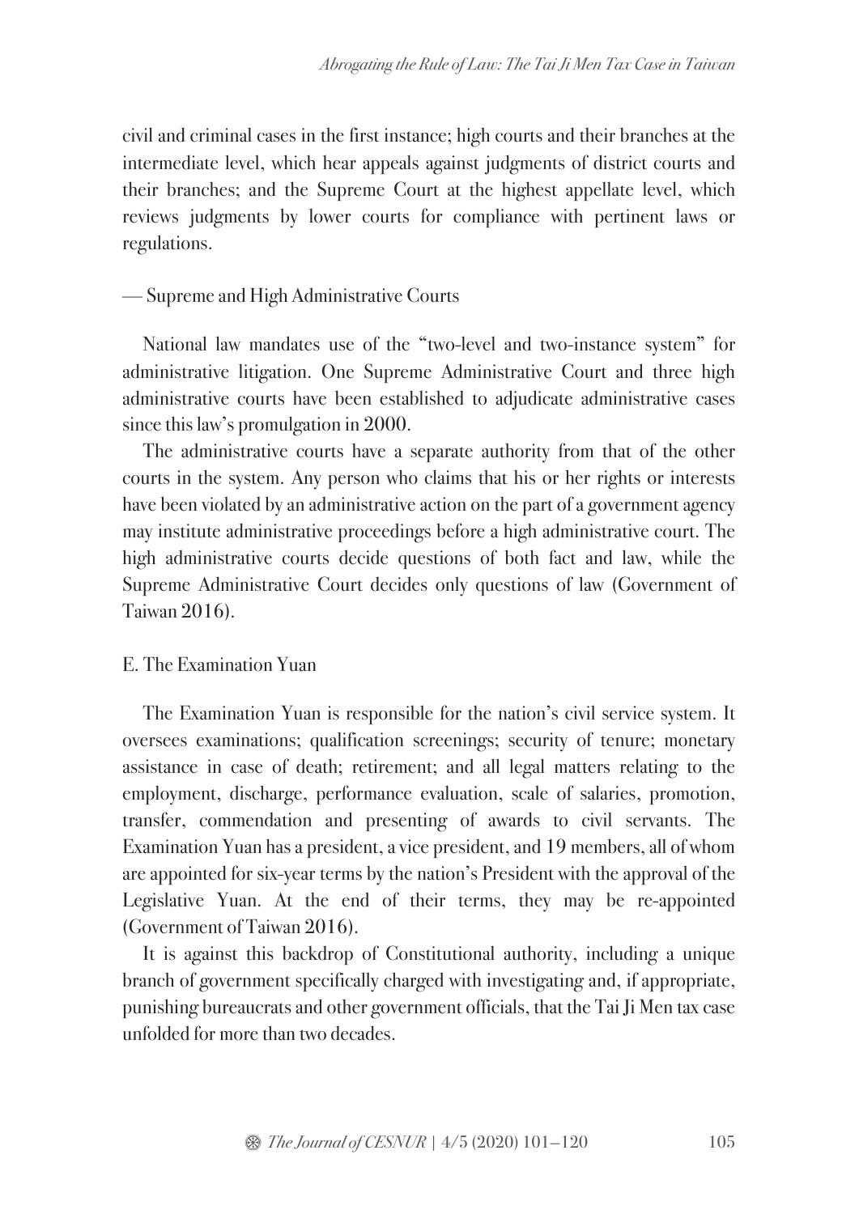civil and criminal cases in the first instance; high courts and their branches at the intermediate level, which hear appeals against judgments of district courts and their branches; and the Supreme Court at the highest appellate level, which reviews judgments by lower courts for compliance with pertinent laws or regulations.

— Supreme and High Administrative Courts

National law mandates use of the "two-level and two-instance system" for administrative litigation. One Supreme Administrative Court and three high administrative courts have been established to adjudicate administrative cases since this law's promulgation in 2000.

The administrative courts have a separate authority from that of the other courts in the system. Any person who claims that his or her rights or interests have been violated by an administrative action on the part of a government agency may institute administrative proceedings before a high administrative court. The high administrative courts decide questions of both fact and law, while the Supreme Administrative Court decides only questions of law (Government of Taiwan 2016).

E. The Examination Yuan

The Examination Yuan is responsible for the nation's civil service system. It oversees examinations; qualification screenings; security of tenure; monetary assistance in case of death; retirement; and all legal matters relating to the employment, discharge, performance evaluation, scale of salaries, promotion, transfer, commendation and presenting of awards to civil servants. The Examination Yuan has a president, a vice president, and 19 members, all of whom are appointed for six-year terms by the nation's President with the approval of the Legislative Yuan. At the end of their terms, they may be re-appointed (Government of Taiwan 2016).

It is against this backdrop of Constitutional authority, including a unique branch of government specifically charged with investigating and, if appropriate, punishing bureaucrats and other government officials, that the Tai Ji Men tax case unfolded for more than two decades.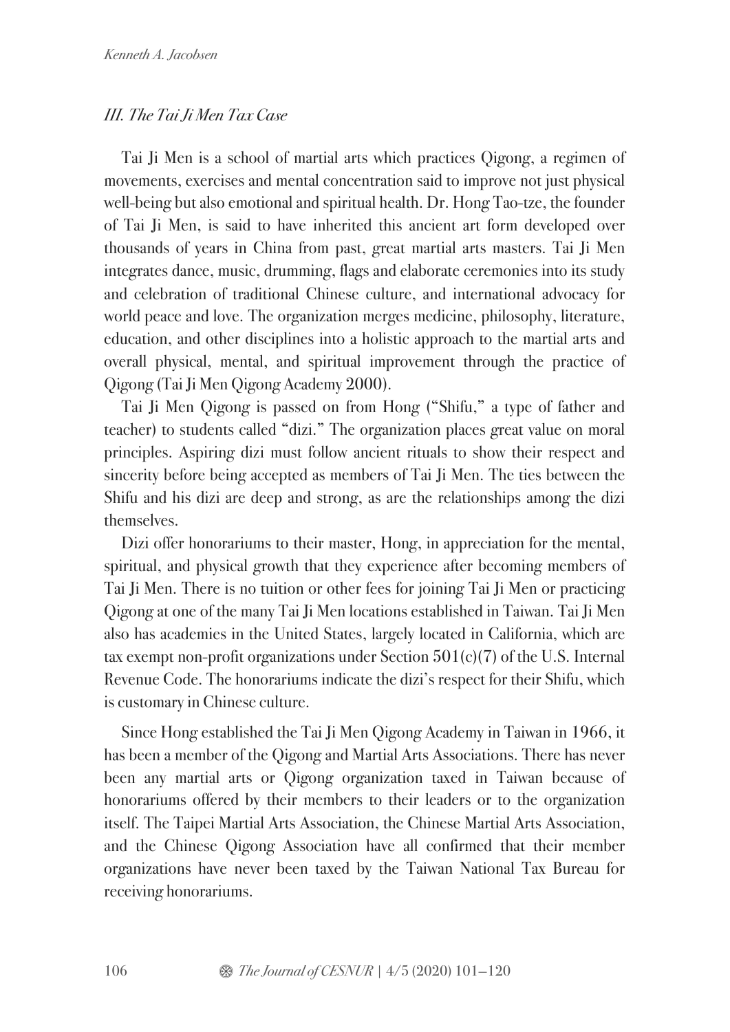### *III. The Tai Ji Men Tax Case*

Tai Ji Men is a school of martial arts which practices Qigong, a regimen of movements, exercises and mental concentration said to improve not just physical well-being but also emotional and spiritual health. Dr. Hong Tao-tze, the founder of Tai Ji Men, is said to have inherited this ancient art form developed over thousands of years in China from past, great martial arts masters. Tai Ji Men integrates dance, music, drumming, flags and elaborate ceremonies into its study and celebration of traditional Chinese culture, and international advocacy for world peace and love. The organization merges medicine, philosophy, literature, education, and other disciplines into a holistic approach to the martial arts and overall physical, mental, and spiritual improvement through the practice of Qigong (Tai Ji Men Qigong Academy 2000).

Tai Ji Men Qigong is passed on from Hong ("Shifu," a type of father and teacher) to students called "dizi." The organization places great value on moral principles. Aspiring dizi must follow ancient rituals to show their respect and sincerity before being accepted as members of Tai Ji Men. The ties between the Shifu and his dizi are deep and strong, as are the relationships among the dizi themselves.

Dizi offer honorariums to their master, Hong, in appreciation for the mental, spiritual, and physical growth that they experience after becoming members of Tai Ji Men. There is no tuition or other fees for joining Tai Ji Men or practicing Qigong at one of the many Tai Ji Men locations established in Taiwan. Tai Ji Men also has academies in the United States, largely located in California, which are tax exempt non-profit organizations under Section 501(c)(7) of the U.S. Internal Revenue Code. The honorariums indicate the dizi's respect for their Shifu, which is customary in Chinese culture.

Since Hong established the Tai Ji Men Qigong Academy in Taiwan in 1966, it has been a member of the Qigong and Martial Arts Associations. There has never been any martial arts or Qigong organization taxed in Taiwan because of honorariums offered by their members to their leaders or to the organization itself. The Taipei Martial Arts Association, the Chinese Martial Arts Association, and the Chinese Qigong Association have all confirmed that their member organizations have never been taxed by the Taiwan National Tax Bureau for receiving honorariums.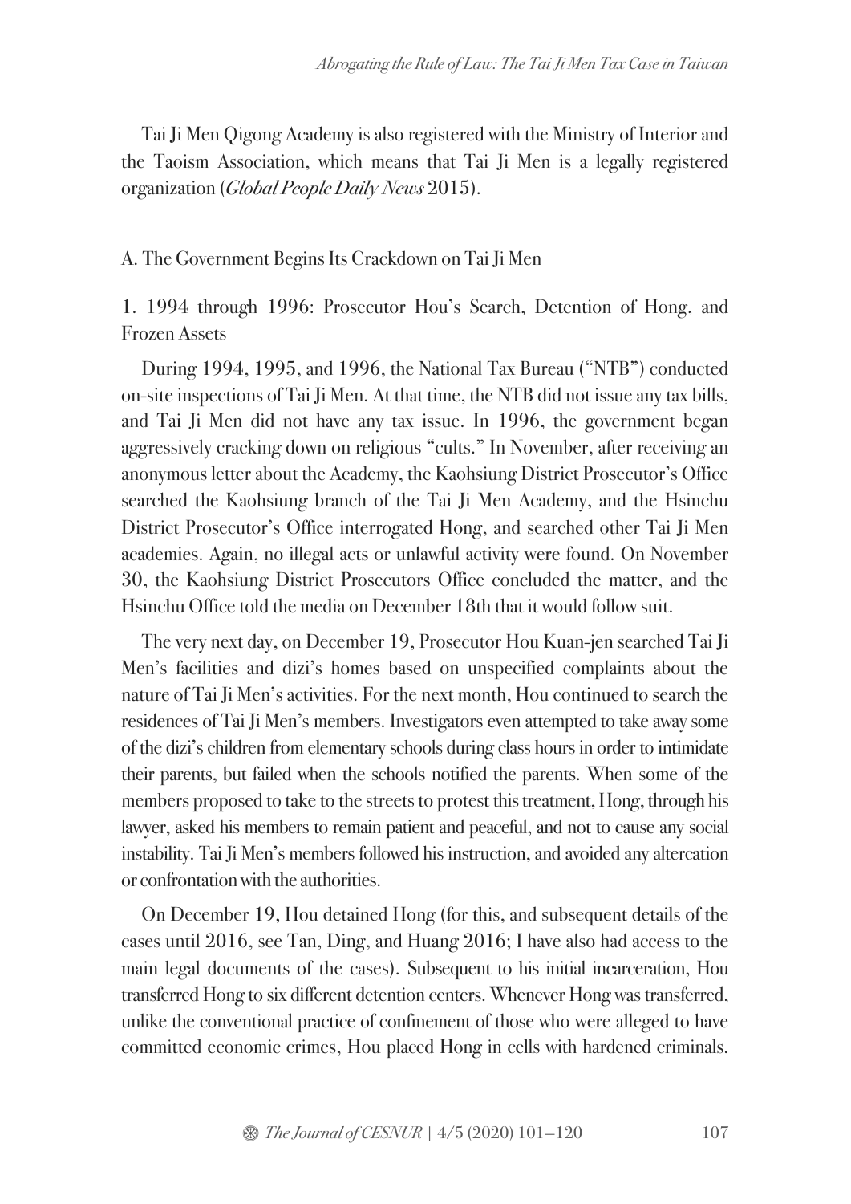Tai Ji Men Qigong Academy is also registered with the Ministry of Interior and the Taoism Association, which means that Tai Ji Men is a legally registered organization (*Global People Daily News* 2015).

## A. The Government Begins Its Crackdown on Tai Ji Men

### 1. 1994 through 1996: Prosecutor Hou's Search, Detention of Hong, and Frozen Assets

During 1994, 1995, and 1996, the National Tax Bureau ("NTB") conducted on-site inspections of Tai Ji Men. At that time, the NTB did not issue any tax bills, and Tai Ji Men did not have any tax issue. In 1996, the government began aggressively cracking down on religious "cults." In November, after receiving an anonymous letter about the Academy, the Kaohsiung District Prosecutor's Office searched the Kaohsiung branch of the Tai Ji Men Academy, and the Hsinchu District Prosecutor's Office interrogated Hong, and searched other Tai Ji Men academies. Again, no illegal acts or unlawful activity were found. On November 30, the Kaohsiung District Prosecutors Office concluded the matter, and the Hsinchu Office told the media on December 18th that it would follow suit.

The very next day, on December 19, Prosecutor Hou Kuan-jen searched Tai Ji Men's facilities and dizi's homes based on unspecified complaints about the nature of Tai Ji Men's activities. For the next month, Hou continued to search the residences of Tai Ji Men's members. Investigators even attempted to take away some of the dizi's children from elementary schools during class hours in order to intimidate their parents, but failed when the schools notified the parents. When some of the members proposed to take to the streets to protest this treatment, Hong, through his lawyer, asked his members to remain patient and peaceful, and not to cause any social instability. Tai Ji Men's members followed his instruction, and avoided any altercation or confrontation with the authorities.

On December 19, Hou detained Hong (for this, and subsequent details of the cases until 2016, see Tan, Ding, and Huang 2016; I have also had access to the main legal documents of the cases). Subsequent to his initial incarceration, Hou transferred Hong to six different detention centers. Whenever Hong was transferred, unlike the conventional practice of confinement of those who were alleged to have committed economic crimes, Hou placed Hong in cells with hardened criminals.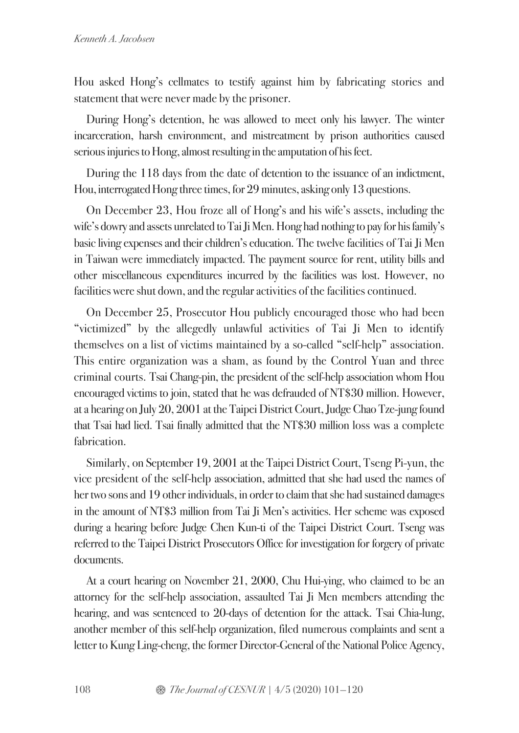Hou asked Hong's cellmates to testify against him by fabricating stories and statement that were never made by the prisoner.

During Hong's detention, he was allowed to meet only his lawyer. The winter incarceration, harsh environment, and mistreatment by prison authorities caused serious injuries to Hong, almost resulting in the amputation of his feet.

During the 118 days from the date of detention to the issuance of an indictment, Hou, interrogated Hong three times, for 29 minutes, asking only 13 questions.

On December 23, Hou froze all of Hong's and his wife's assets, including the wife's dowry and assets unrelated to Tai Ji Men. Hong had nothing to pay for his family's basic living expenses and their children's education. The twelve facilities of Tai Ji Men in Taiwan were immediately impacted. The payment source for rent, utility bills and other miscellaneous expenditures incurred by the facilities was lost. However, no facilities were shut down, and the regular activities of the facilities continued.

On December 25, Prosecutor Hou publicly encouraged those who had been "victimized" by the allegedly unlawful activities of Tai Ji Men to identify themselves on a list of victims maintained by a so-called "self-help" association. This entire organization was a sham, as found by the Control Yuan and three criminal courts. Tsai Chang-pin, the president of the self-help association whom Hou encouraged victims to join, stated that he was defrauded of NT$30 million. However, at a hearing on July 20, 2001 at the Taipei District Court, Judge Chao Tze-jung found that Tsai had lied. Tsai finally admitted that the NT$30 million loss was a complete fabrication.

Similarly, on September 19, 2001 at the Taipei District Court, Tseng Pi-yun, the vice president of the self-help association, admitted that she had used the names of her two sons and 19 other individuals, in order to claim that she had sustained damages in the amount of NT$3 million from Tai Ji Men's activities. Her scheme was exposed during a hearing before Judge Chen Kun-ti of the Taipei District Court. Tseng was referred to the Taipei District Prosecutors Office for investigation for forgery of private documents.

At a court hearing on November 21, 2000, Chu Hui-ying, who claimed to be an attorney for the self-help association, assaulted Tai Ji Men members attending the hearing, and was sentenced to 20-days of detention for the attack. Tsai Chia-lung, another member of this self-help organization, filed numerous complaints and sent a letter to Kung Ling-cheng, the former Director-General of the National Police Agency,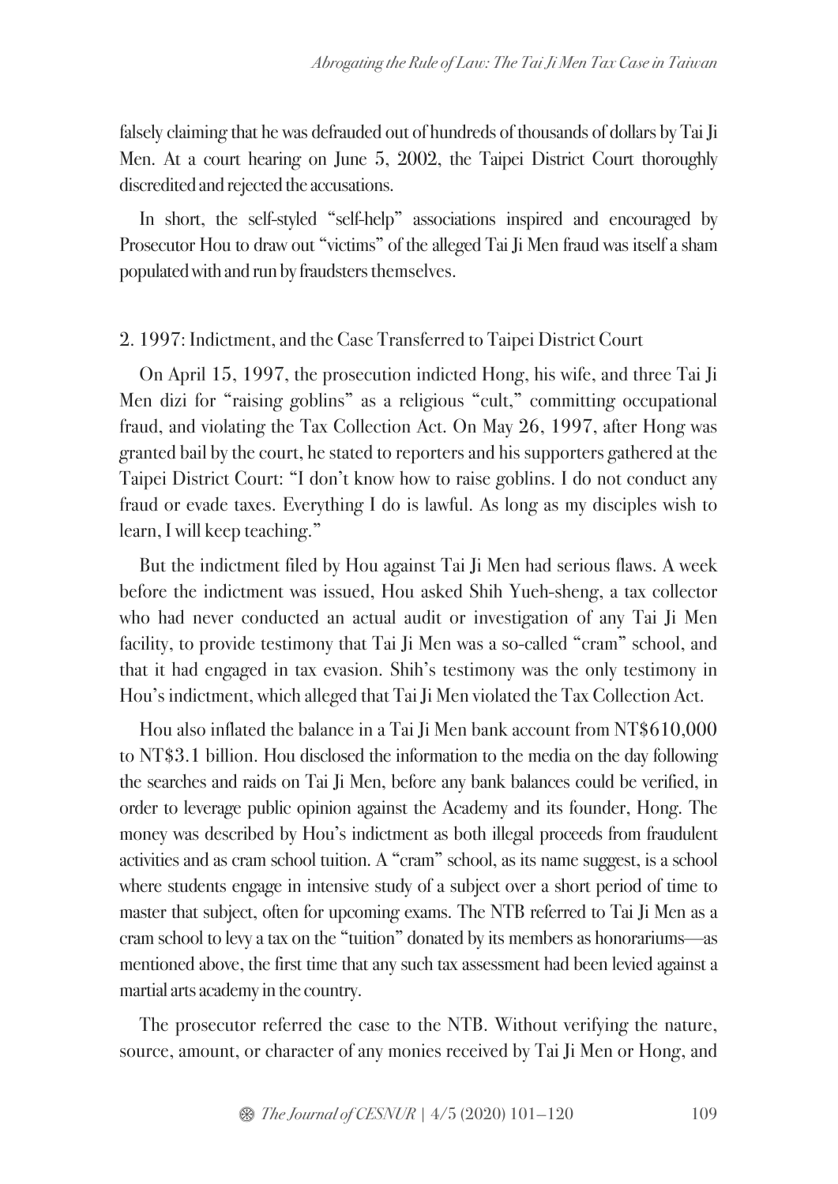falsely claiming that he was defrauded out of hundreds of thousands of dollars by Tai Ji Men. At a court hearing on June 5, 2002, the Taipei District Court thoroughly discredited and rejected the accusations.

In short, the self-styled "self-help" associations inspired and encouraged by Prosecutor Hou to draw out "victims" of the alleged Tai Ji Men fraud was itself a sham populated with and run by fraudsters themselves.

## 2. 1997: Indictment, and the Case Transferred to Taipei District Court

On April 15, 1997, the prosecution indicted Hong, his wife, and three Tai Ji Men dizi for "raising goblins" as a religious "cult," committing occupational fraud, and violating the Tax Collection Act. On May 26, 1997, after Hong was granted bail by the court, he stated to reporters and his supporters gathered at the Taipei District Court: "I don't know how to raise goblins. I do not conduct any fraud or evade taxes. Everything I do is lawful. As long as my disciples wish to learn, I will keep teaching."

But the indictment filed by Hou against Tai Ji Men had serious flaws. A week before the indictment was issued, Hou asked Shih Yueh-sheng, a tax collector who had never conducted an actual audit or investigation of any Tai Ji Men facility, to provide testimony that Tai Ji Men was a so-called "cram" school, and that it had engaged in tax evasion. Shih's testimony was the only testimony in Hou's indictment, which alleged that Tai Ji Men violated the Tax Collection Act.

Hou also inflated the balance in a Tai Ji Men bank account from NT$610,000 to NT$3.1 billion. Hou disclosed the information to the media on the day following the searches and raids on Tai Ji Men, before any bank balances could be verified, in order to leverage public opinion against the Academy and its founder, Hong. The money was described by Hou's indictment as both illegal proceeds from fraudulent activities and as cram school tuition. A "cram" school, as its name suggest, is a school where students engage in intensive study of a subject over a short period of time to master that subject, often for upcoming exams. The NTB referred to Tai Ji Men as a cram school to levy a tax on the "tuition" donated by its members as honorariums—as mentioned above, the first time that any such tax assessment had been levied against a martial arts academy in the country.

The prosecutor referred the case to the NTB. Without verifying the nature, source, amount, or character of any monies received by Tai Ji Men or Hong, and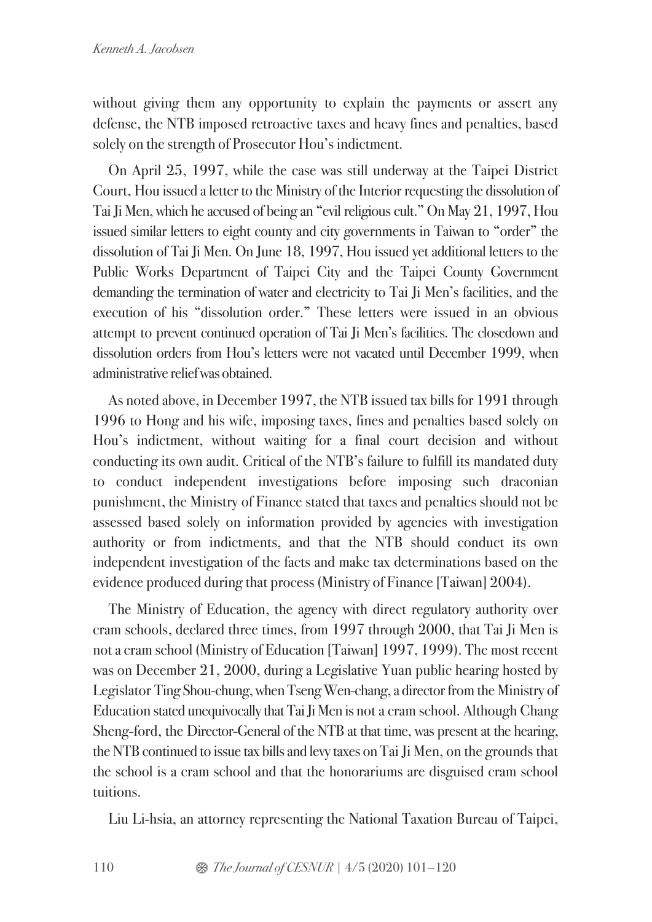without giving them any opportunity to explain the payments or assert any defense, the NTB imposed retroactive taxes and heavy fines and penalties, based solely on the strength of Prosecutor Hou's indictment.

On April 25, 1997, while the case was still underway at the Taipei District Court, Hou issued a letter to the Ministry of the Interior requesting the dissolution of Tai Ji Men, which he accused of being an "evil religious cult." On May 21, 1997, Hou issued similar letters to eight county and city governments in Taiwan to "order" the dissolution of Tai Ji Men. On June 18, 1997, Hou issued yet additional letters to the Public Works Department of Taipei City and the Taipei County Government demanding the termination of water and electricity to Tai Ji Men's facilities, and the execution of his "dissolution order." These letters were issued in an obvious attempt to prevent continued operation of Tai Ji Men's facilities. The closedown and dissolution orders from Hou's letters were not vacated until December 1999, when administrative relief was obtained.

As noted above, in December 1997, the NTB issued tax bills for 1991 through 1996 to Hong and his wife, imposing taxes, fines and penalties based solely on Hou's indictment, without waiting for a final court decision and without conducting its own audit. Critical of the NTB's failure to fulfill its mandated duty to conduct independent investigations before imposing such draconian punishment, the Ministry of Finance stated that taxes and penalties should not be assessed based solely on information provided by agencies with investigation authority or from indictments, and that the NTB should conduct its own independent investigation of the facts and make tax determinations based on the evidence produced during that process (Ministry of Finance [Taiwan] 2004).

The Ministry of Education, the agency with direct regulatory authority over cram schools, declared three times, from 1997 through 2000, that Tai Ji Men is not a cram school (Ministry of Education [Taiwan] 1997, 1999). The most recent was on December 21, 2000, during a Legislative Yuan public hearing hosted by Legislator Ting Shou-chung, when Tseng Wen-chang, a director from the Ministry of Education stated unequivocally that Tai Ji Men is not a cram school. Although Chang Sheng-ford, the Director-General of the NTB at that time, was present at the hearing, the NTB continued to issue tax bills and levy taxes on Tai Ji Men, on the grounds that the school is a cram school and that the honorariums are disguised cram school tuitions.

Liu Li-hsia, an attorney representing the National Taxation Bureau of Taipei,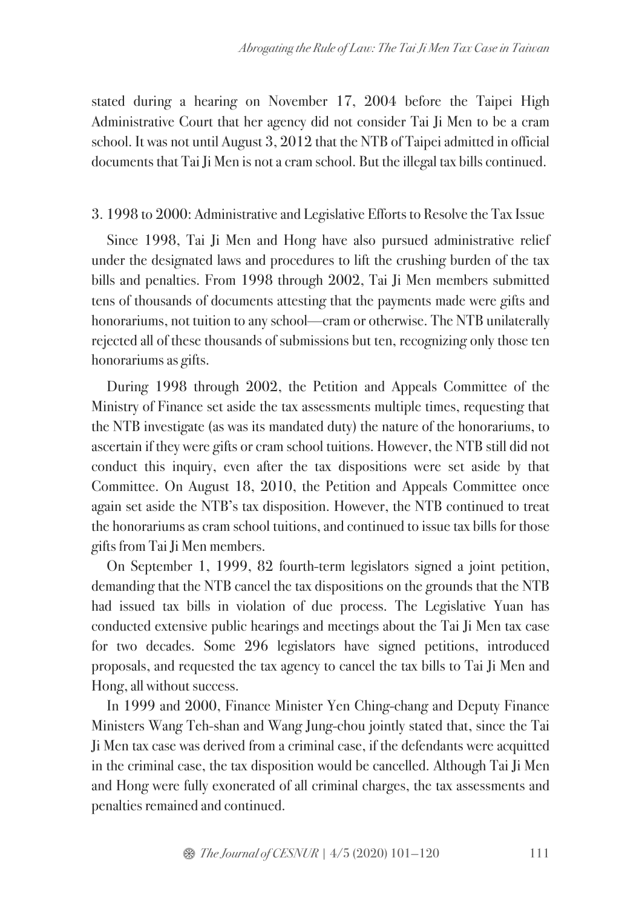stated during a hearing on November 17, 2004 before the Taipei High Administrative Court that her agency did not consider Tai Ji Men to be a cram school. It was not until August 3, 2012 that the NTB of Taipei admitted in official documents that Tai Ji Men is not a cram school. But the illegal tax bills continued.

### 3. 1998 to 2000: Administrative and Legislative Efforts to Resolve the Tax Issue

Since 1998, Tai Ji Men and Hong have also pursued administrative relief under the designated laws and procedures to lift the crushing burden of the tax bills and penalties. From 1998 through 2002, Tai Ji Men members submitted tens of thousands of documents attesting that the payments made were gifts and honorariums, not tuition to any school—cram or otherwise. The NTB unilaterally rejected all of these thousands of submissions but ten, recognizing only those ten honorariums as gifts.

During 1998 through 2002, the Petition and Appeals Committee of the Ministry of Finance set aside the tax assessments multiple times, requesting that the NTB investigate (as was its mandated duty) the nature of the honorariums, to ascertain if they were gifts or cram school tuitions. However, the NTB still did not conduct this inquiry, even after the tax dispositions were set aside by that Committee. On August 18, 2010, the Petition and Appeals Committee once again set aside the NTB's tax disposition. However, the NTB continued to treat the honorariums as cram school tuitions, and continued to issue tax bills for those gifts from Tai Ji Men members.

On September 1, 1999, 82 fourth-term legislators signed a joint petition, demanding that the NTB cancel the tax dispositions on the grounds that the NTB had issued tax bills in violation of due process. The Legislative Yuan has conducted extensive public hearings and meetings about the Tai Ji Men tax case for two decades. Some 296 legislators have signed petitions, introduced proposals, and requested the tax agency to cancel the tax bills to Tai Ji Men and Hong, all without success.

In 1999 and 2000, Finance Minister Yen Ching-chang and Deputy Finance Ministers Wang Teh-shan and Wang Jung-chou jointly stated that, since the Tai Ji Men tax case was derived from a criminal case, if the defendants were acquitted in the criminal case, the tax disposition would be cancelled. Although Tai Ji Men and Hong were fully exonerated of all criminal charges, the tax assessments and penalties remained and continued.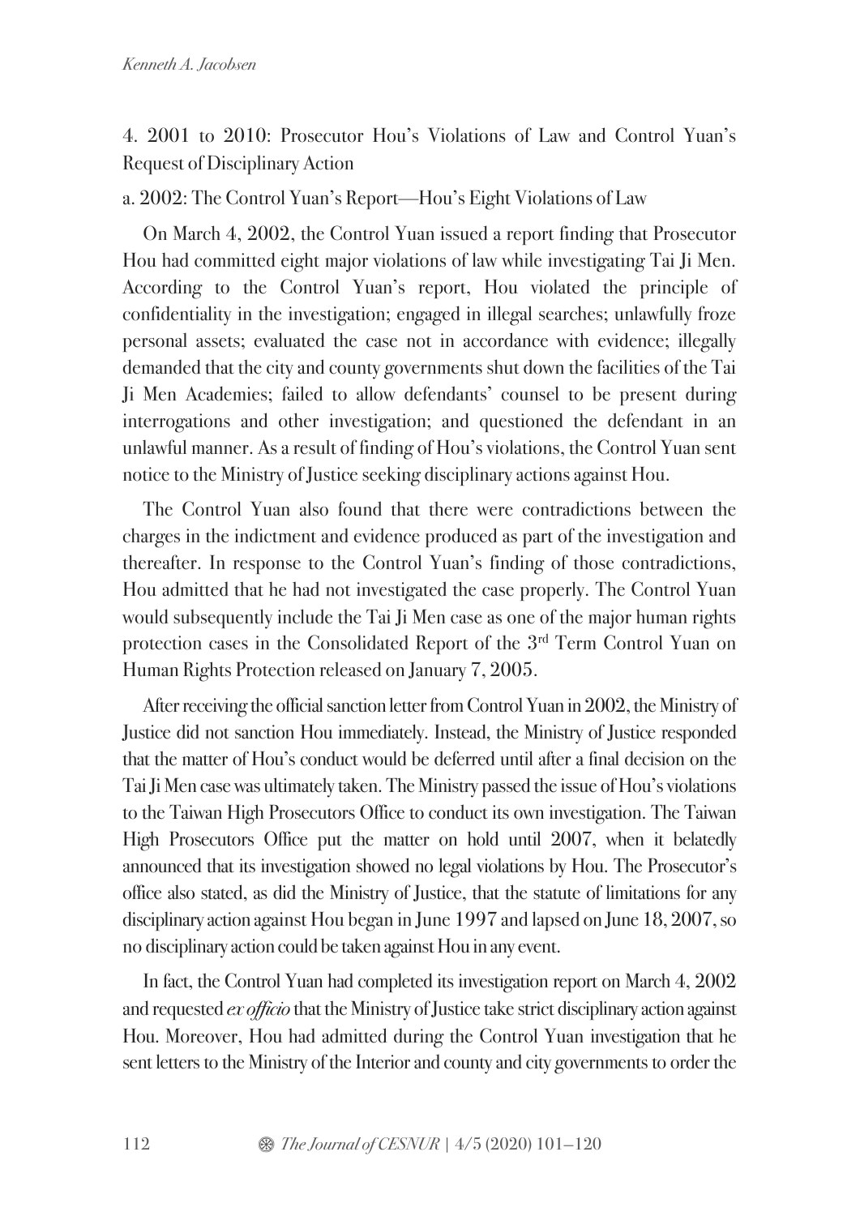### 4. 2001 to 2010: Prosecutor Hou's Violations of Law and Control Yuan's Request of Disciplinary Action

#### a. 2002: The Control Yuan's Report—Hou's Eight Violations of Law

On March 4, 2002, the Control Yuan issued a report finding that Prosecutor Hou had committed eight major violations of law while investigating Tai Ji Men. According to the Control Yuan's report, Hou violated the principle of confidentiality in the investigation; engaged in illegal searches; unlawfully froze personal assets; evaluated the case not in accordance with evidence; illegally demanded that the city and county governments shut down the facilities of the Tai Ji Men Academies; failed to allow defendants' counsel to be present during interrogations and other investigation; and questioned the defendant in an unlawful manner. As a result of finding of Hou's violations, the Control Yuan sent notice to the Ministry of Justice seeking disciplinary actions against Hou.

The Control Yuan also found that there were contradictions between the charges in the indictment and evidence produced as part of the investigation and thereafter. In response to the Control Yuan's finding of those contradictions, Hou admitted that he had not investigated the case properly. The Control Yuan would subsequently include the Tai Ji Men case as one of the major human rights protection cases in the Consolidated Report of the 3rd Term Control Yuan on Human Rights Protection released on January 7, 2005.

After receiving the official sanction letter from Control Yuan in 2002, the Ministry of Justice did not sanction Hou immediately. Instead, the Ministry of Justice responded that the matter of Hou's conduct would be deferred until after a final decision on the Tai Ji Men case was ultimately taken. The Ministry passed the issue of Hou's violations to the Taiwan High Prosecutors Office to conduct its own investigation. The Taiwan High Prosecutors Office put the matter on hold until 2007, when it belatedly announced that its investigation showed no legal violations by Hou. The Prosecutor's office also stated, as did the Ministry of Justice, that the statute of limitations for any disciplinary action against Hou began in June 1997 and lapsed on June 18, 2007, so no disciplinary action could be taken against Hou in any event.

In fact, the Control Yuan had completed its investigation report on March 4, 2002 and requested *ex officio* that the Ministry of Justice take strict disciplinary action against Hou. Moreover, Hou had admitted during the Control Yuan investigation that he sent letters to the Ministry of the Interior and county and city governments to order the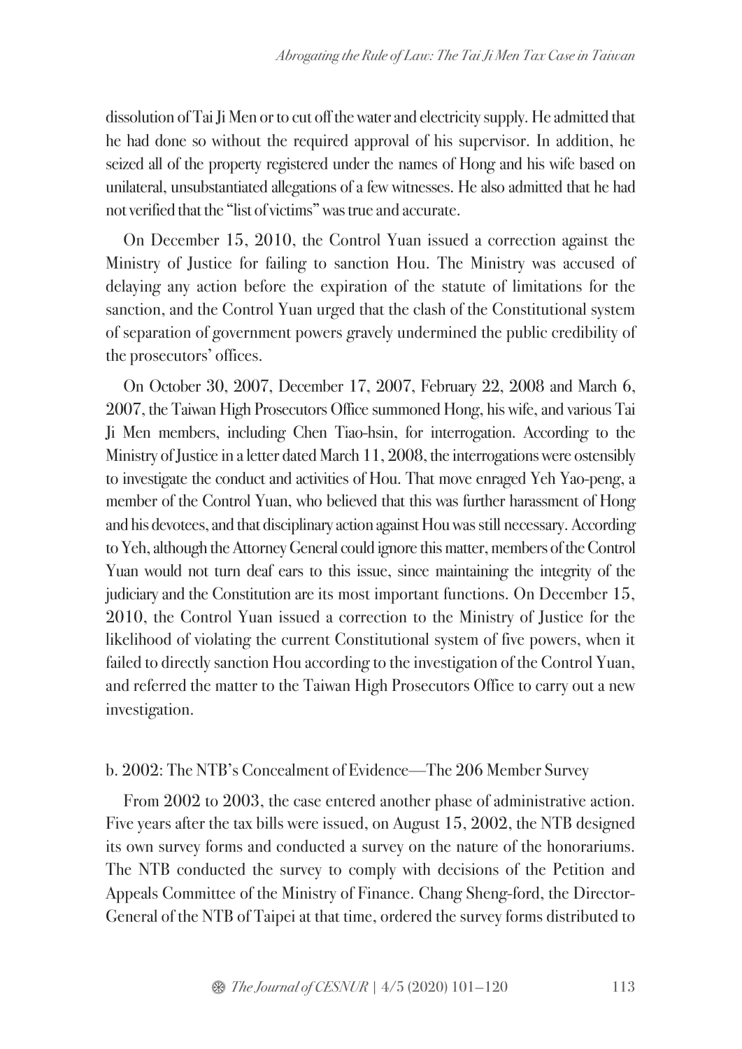dissolution of Tai Ji Men or to cut off the water and electricity supply. He admitted that he had done so without the required approval of his supervisor. In addition, he seized all of the property registered under the names of Hong and his wife based on unilateral, unsubstantiated allegations of a few witnesses. He also admitted that he had not verified that the "list of victims" was true and accurate.

On December 15, 2010, the Control Yuan issued a correction against the Ministry of Justice for failing to sanction Hou. The Ministry was accused of delaying any action before the expiration of the statute of limitations for the sanction, and the Control Yuan urged that the clash of the Constitutional system of separation of government powers gravely undermined the public credibility of the prosecutors' offices.

On October 30, 2007, December 17, 2007, February 22, 2008 and March 6, 2007, the Taiwan High Prosecutors Office summoned Hong, his wife, and various Tai Ji Men members, including Chen Tiao-hsin, for interrogation. According to the Ministry of Justice in a letter dated March 11, 2008, the interrogations were ostensibly to investigate the conduct and activities of Hou. That move enraged Yeh Yao-peng, a member of the Control Yuan, who believed that this was further harassment of Hong and his devotees, and that disciplinary action against Hou was still necessary. According to Yeh, although the Attorney General could ignore this matter, members of the Control Yuan would not turn deaf ears to this issue, since maintaining the integrity of the judiciary and the Constitution are its most important functions. On December 15, 2010, the Control Yuan issued a correction to the Ministry of Justice for the likelihood of violating the current Constitutional system of five powers, when it failed to directly sanction Hou according to the investigation of the Control Yuan, and referred the matter to the Taiwan High Prosecutors Office to carry out a new investigation.

### b. 2002: The NTB's Concealment of Evidence—The 206 Member Survey

From 2002 to 2003, the case entered another phase of administrative action. Five years after the tax bills were issued, on August 15, 2002, the NTB designed its own survey forms and conducted a survey on the nature of the honorariums. The NTB conducted the survey to comply with decisions of the Petition and Appeals Committee of the Ministry of Finance. Chang Sheng-ford, the Director-General of the NTB of Taipei at that time, ordered the survey forms distributed to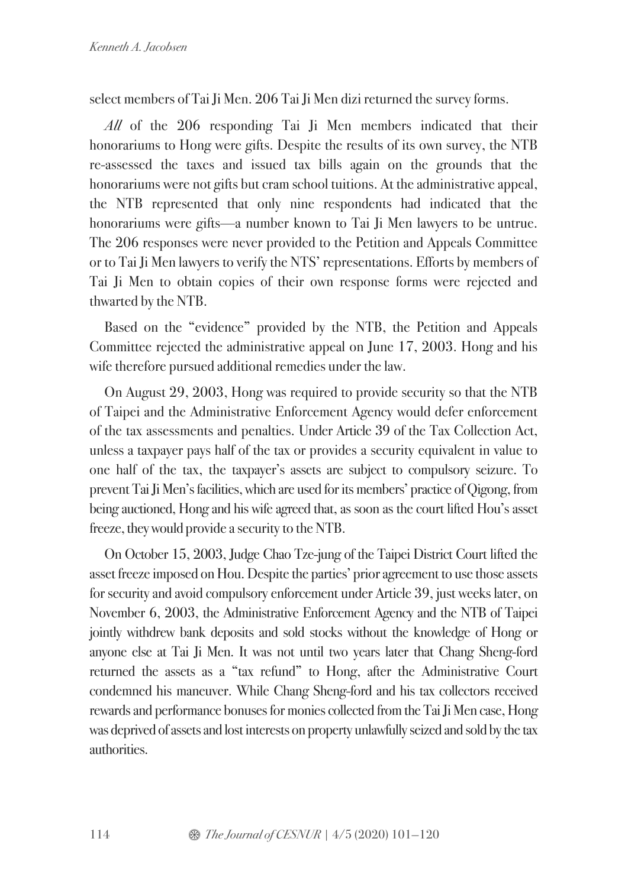select members of Tai Ji Men. 206 Tai Ji Men dizi returned the survey forms.

*All* of the 206 responding Tai Ji Men members indicated that their honorariums to Hong were gifts. Despite the results of its own survey, the NTB re-assessed the taxes and issued tax bills again on the grounds that the honorariums were not gifts but cram school tuitions. At the administrative appeal, the NTB represented that only nine respondents had indicated that the honorariums were gifts—a number known to Tai Ji Men lawyers to be untrue. The 206 responses were never provided to the Petition and Appeals Committee or to Tai Ji Men lawyers to verify the NTS' representations. Efforts by members of Tai Ji Men to obtain copies of their own response forms were rejected and thwarted by the NTB.

Based on the "evidence" provided by the NTB, the Petition and Appeals Committee rejected the administrative appeal on June 17, 2003. Hong and his wife therefore pursued additional remedies under the law.

On August 29, 2003, Hong was required to provide security so that the NTB of Taipei and the Administrative Enforcement Agency would defer enforcement of the tax assessments and penalties. Under Article 39 of the Tax Collection Act, unless a taxpayer pays half of the tax or provides a security equivalent in value to one half of the tax, the taxpayer's assets are subject to compulsory seizure. To prevent Tai Ji Men's facilities, which are used for its members' practice of Qigong, from being auctioned, Hong and his wife agreed that, as soon as the court lifted Hou's asset freeze, they would provide a security to the NTB.

On October 15, 2003, Judge Chao Tze-jung of the Taipei District Court lifted the asset freeze imposed on Hou. Despite the parties' prior agreement to use those assets for security and avoid compulsory enforcement under Article 39, just weeks later, on November 6, 2003, the Administrative Enforcement Agency and the NTB of Taipei jointly withdrew bank deposits and sold stocks without the knowledge of Hong or anyone else at Tai Ji Men. It was not until two years later that Chang Sheng-ford returned the assets as a "tax refund" to Hong, after the Administrative Court condemned his maneuver. While Chang Sheng-ford and his tax collectors received rewards and performance bonuses for monies collected from the Tai Ji Men case, Hong was deprived of assets and lost interests on property unlawfully seized and sold by the tax authorities.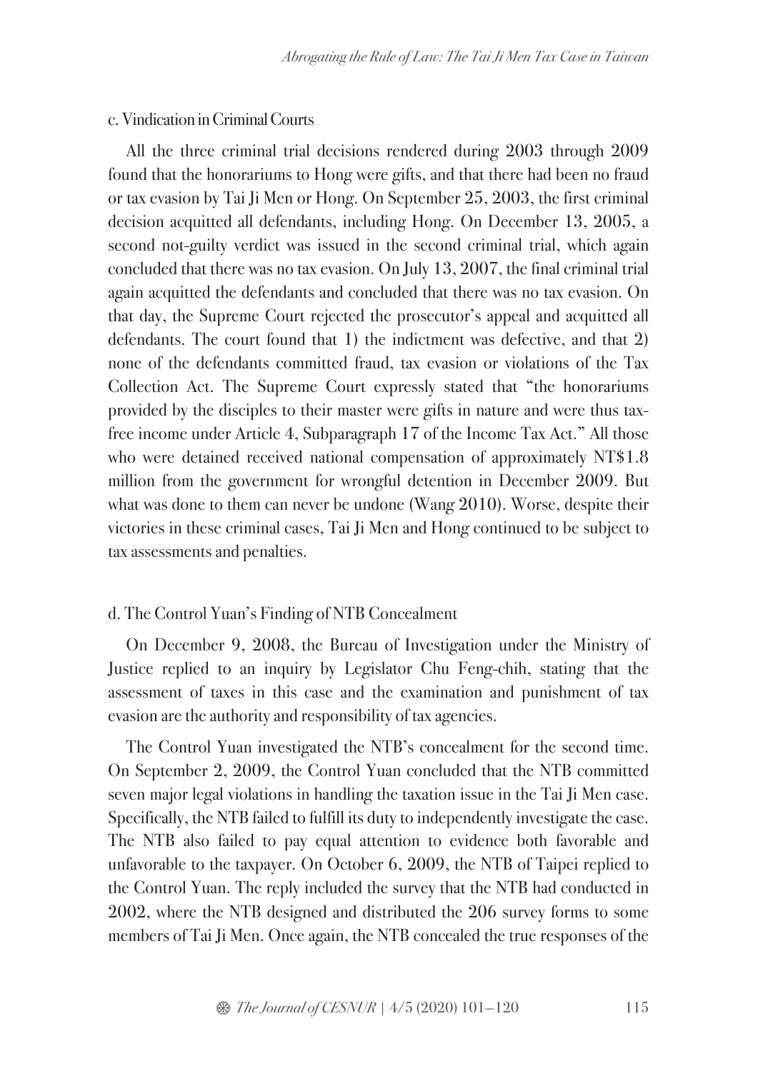### c. Vindication in Criminal Courts

All the three criminal trial decisions rendered during 2003 through 2009 found that the honorariums to Hong were gifts, and that there had been no fraud or tax evasion by Tai Ji Men or Hong. On September 25, 2003, the first criminal decision acquitted all defendants, including Hong. On December 13, 2005, a second not-guilty verdict was issued in the second criminal trial, which again concluded that there was no tax evasion. On July 13, 2007, the final criminal trial again acquitted the defendants and concluded that there was no tax evasion. On that day, the Supreme Court rejected the prosecutor's appeal and acquitted all defendants. The court found that 1) the indictment was defective, and that 2) none of the defendants committed fraud, tax evasion or violations of the Tax Collection Act. The Supreme Court expressly stated that "the honorariums provided by the disciples to their master were gifts in nature and were thus tax-free income under Article 4, Subparagraph 17 of the Income Tax Act." All those who were detained received national compensation of approximately NT$1.8 million from the government for wrongful detention in December 2009. But what was done to them can never be undone (Wang 2010). Worse, despite their victories in these criminal cases, Tai Ji Men and Hong continued to be subject to tax assessments and penalties.

### d. The Control Yuan's Finding of NTB Concealment

On December 9, 2008, the Bureau of Investigation under the Ministry of Justice replied to an inquiry by Legislator Chu Feng-chih, stating that the assessment of taxes in this case and the examination and punishment of tax evasion are the authority and responsibility of tax agencies.

The Control Yuan investigated the NTB's concealment for the second time. On September 2, 2009, the Control Yuan concluded that the NTB committed seven major legal violations in handling the taxation issue in the Tai Ji Men case. Specifically, the NTB failed to fulfill its duty to independently investigate the case. The NTB also failed to pay equal attention to evidence both favorable and unfavorable to the taxpayer. On October 6, 2009, the NTB of Taipei replied to the Control Yuan. The reply included the survey that the NTB had conducted in 2002, where the NTB designed and distributed the 206 survey forms to some members of Tai Ji Men. Once again, the NTB concealed the true responses of the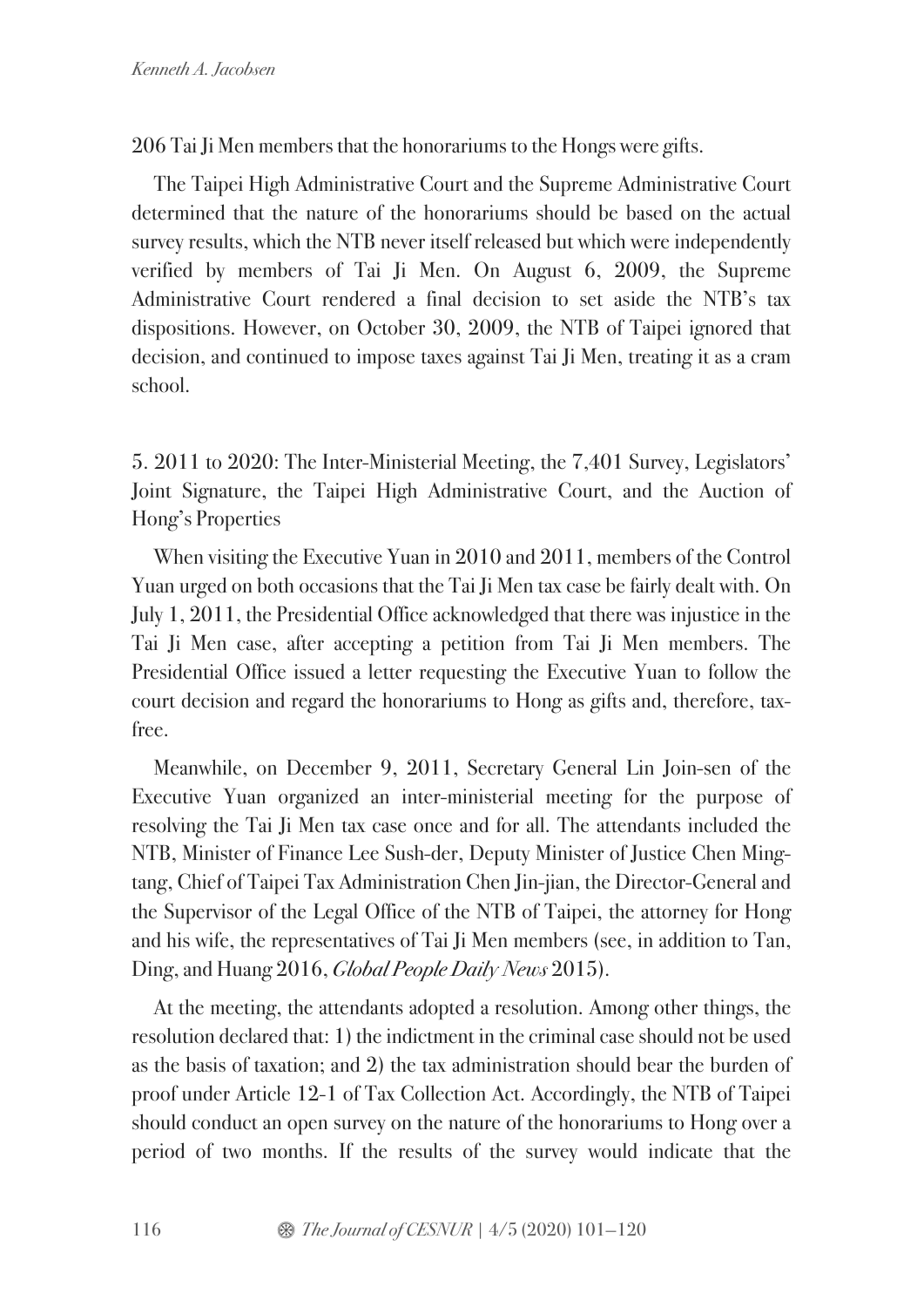206 Tai Ji Men members that the honorariums to the Hongs were gifts.

The Taipei High Administrative Court and the Supreme Administrative Court determined that the nature of the honorariums should be based on the actual survey results, which the NTB never itself released but which were independently verified by members of Tai Ji Men. On August 6, 2009, the Supreme Administrative Court rendered a final decision to set aside the NTB's tax dispositions. However, on October 30, 2009, the NTB of Taipei ignored that decision, and continued to impose taxes against Tai Ji Men, treating it as a cram school.

## 5. 2011 to 2020: The Inter-Ministerial Meeting, the 7,401 Survey, Legislators' Joint Signature, the Taipei High Administrative Court, and the Auction of Hong's Properties

When visiting the Executive Yuan in 2010 and 2011, members of the Control Yuan urged on both occasions that the Tai Ji Men tax case be fairly dealt with. On July 1, 2011, the Presidential Office acknowledged that there was injustice in the Tai Ji Men case, after accepting a petition from Tai Ji Men members. The Presidential Office issued a letter requesting the Executive Yuan to follow the court decision and regard the honorariums to Hong as gifts and, therefore, tax-free.

Meanwhile, on December 9, 2011, Secretary General Lin Join-sen of the Executive Yuan organized an inter-ministerial meeting for the purpose of resolving the Tai Ji Men tax case once and for all. The attendants included the NTB, Minister of Finance Lee Sush-der, Deputy Minister of Justice Chen Ming-tang, Chief of Taipei Tax Administration Chen Jin-jian, the Director-General and the Supervisor of the Legal Office of the NTB of Taipei, the attorney for Hong and his wife, the representatives of Tai Ji Men members (see, in addition to Tan, Ding, and Huang 2016, *Global People Daily News* 2015).

At the meeting, the attendants adopted a resolution. Among other things, the resolution declared that: 1) the indictment in the criminal case should not be used as the basis of taxation; and 2) the tax administration should bear the burden of proof under Article 12-1 of Tax Collection Act. Accordingly, the NTB of Taipei should conduct an open survey on the nature of the honorariums to Hong over a period of two months. If the results of the survey would indicate that the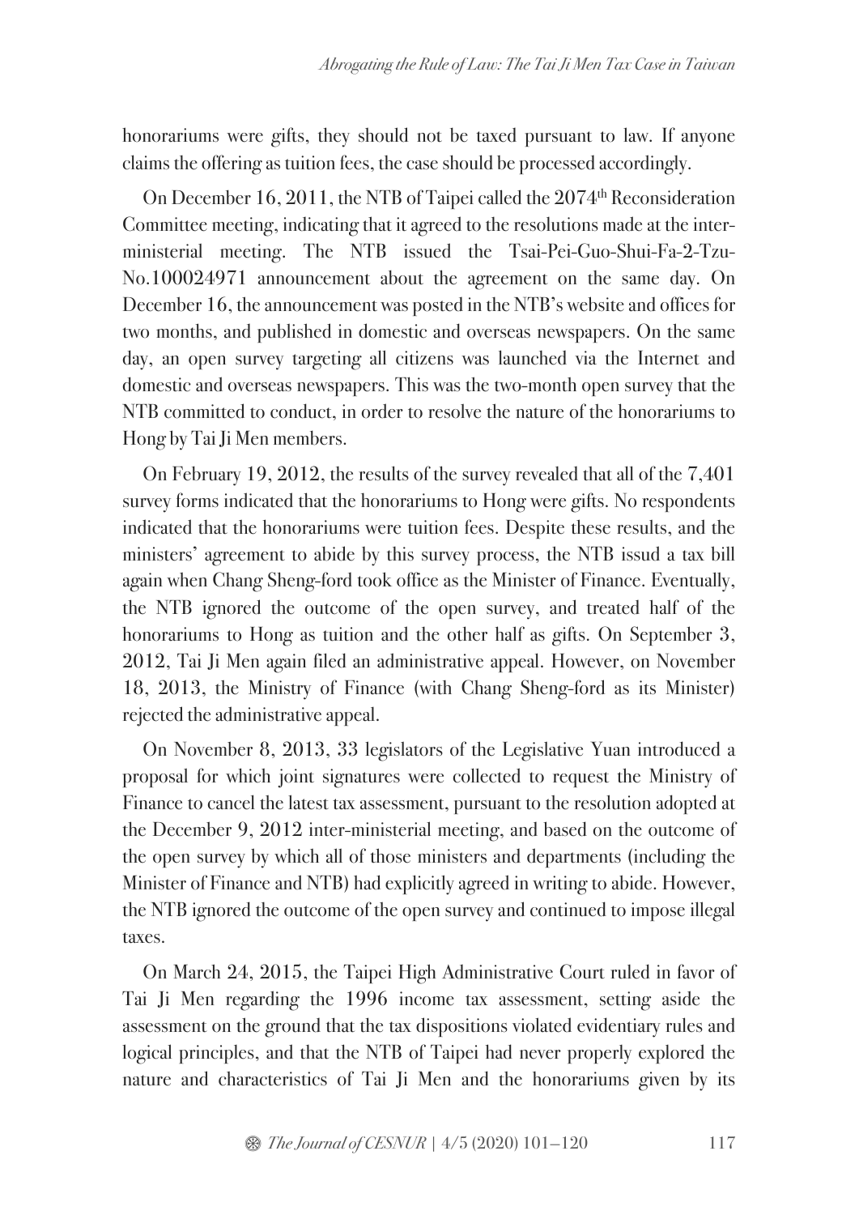honorariums were gifts, they should not be taxed pursuant to law. If anyone claims the offering as tuition fees, the case should be processed accordingly.

On December 16, 2011, the NTB of Taipei called the 2074th Reconsideration Committee meeting, indicating that it agreed to the resolutions made at the inter-ministerial meeting. The NTB issued the Tsai-Pei-Guo-Shui-Fa-2-Tzu-No.100024971 announcement about the agreement on the same day. On December 16, the announcement was posted in the NTB's website and offices for two months, and published in domestic and overseas newspapers. On the same day, an open survey targeting all citizens was launched via the Internet and domestic and overseas newspapers. This was the two-month open survey that the NTB committed to conduct, in order to resolve the nature of the honorariums to Hong by Tai Ji Men members.

On February 19, 2012, the results of the survey revealed that all of the 7,401 survey forms indicated that the honorariums to Hong were gifts. No respondents indicated that the honorariums were tuition fees. Despite these results, and the ministers' agreement to abide by this survey process, the NTB issud a tax bill again when Chang Sheng-ford took office as the Minister of Finance. Eventually, the NTB ignored the outcome of the open survey, and treated half of the honorariums to Hong as tuition and the other half as gifts. On September 3, 2012, Tai Ji Men again filed an administrative appeal. However, on November 18, 2013, the Ministry of Finance (with Chang Sheng-ford as its Minister) rejected the administrative appeal.

On November 8, 2013, 33 legislators of the Legislative Yuan introduced a proposal for which joint signatures were collected to request the Ministry of Finance to cancel the latest tax assessment, pursuant to the resolution adopted at the December 9, 2012 inter-ministerial meeting, and based on the outcome of the open survey by which all of those ministers and departments (including the Minister of Finance and NTB) had explicitly agreed in writing to abide. However, the NTB ignored the outcome of the open survey and continued to impose illegal taxes.

On March 24, 2015, the Taipei High Administrative Court ruled in favor of Tai Ji Men regarding the 1996 income tax assessment, setting aside the assessment on the ground that the tax dispositions violated evidentiary rules and logical principles, and that the NTB of Taipei had never properly explored the nature and characteristics of Tai Ji Men and the honorariums given by its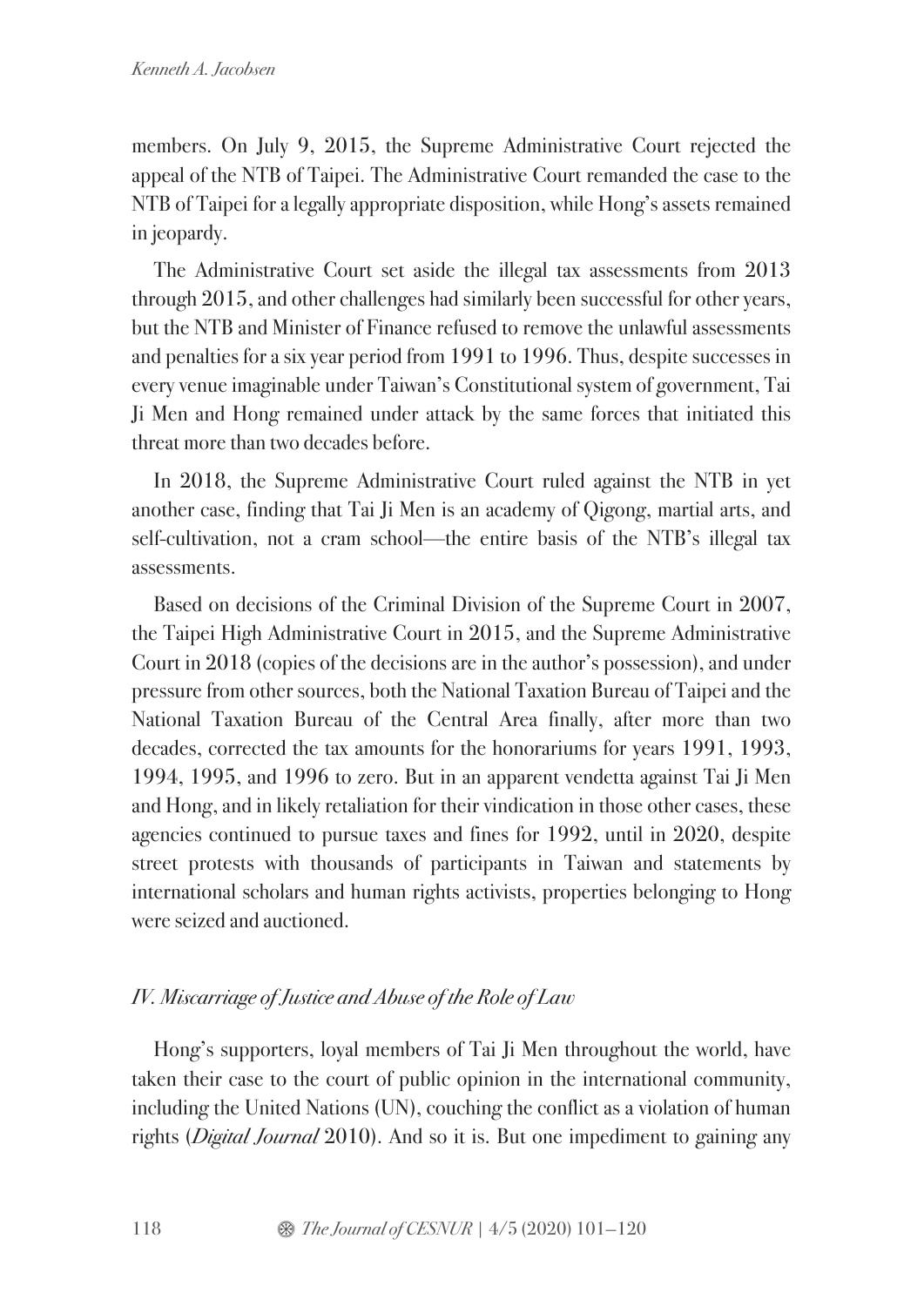members. On July 9, 2015, the Supreme Administrative Court rejected the appeal of the NTB of Taipei. The Administrative Court remanded the case to the NTB of Taipei for a legally appropriate disposition, while Hong's assets remained in jeopardy.

The Administrative Court set aside the illegal tax assessments from 2013 through 2015, and other challenges had similarly been successful for other years, but the NTB and Minister of Finance refused to remove the unlawful assessments and penalties for a six year period from 1991 to 1996. Thus, despite successes in every venue imaginable under Taiwan's Constitutional system of government, Tai Ji Men and Hong remained under attack by the same forces that initiated this threat more than two decades before.

In 2018, the Supreme Administrative Court ruled against the NTB in yet another case, finding that Tai Ji Men is an academy of Qigong, martial arts, and self-cultivation, not a cram school—the entire basis of the NTB's illegal tax assessments.

Based on decisions of the Criminal Division of the Supreme Court in 2007, the Taipei High Administrative Court in 2015, and the Supreme Administrative Court in 2018 (copies of the decisions are in the author's possession), and under pressure from other sources, both the National Taxation Bureau of Taipei and the National Taxation Bureau of the Central Area finally, after more than two decades, corrected the tax amounts for the honorariums for years 1991, 1993, 1994, 1995, and 1996 to zero. But in an apparent vendetta against Tai Ji Men and Hong, and in likely retaliation for their vindication in those other cases, these agencies continued to pursue taxes and fines for 1992, until in 2020, despite street protests with thousands of participants in Taiwan and statements by international scholars and human rights activists, properties belonging to Hong were seized and auctioned.

### *IV. Miscarriage of Justice and Abuse of the Role of Law*

Hong's supporters, loyal members of Tai Ji Men throughout the world, have taken their case to the court of public opinion in the international community, including the United Nations (UN), couching the conflict as a violation of human rights (*Digital Journal* 2010). And so it is. But one impediment to gaining any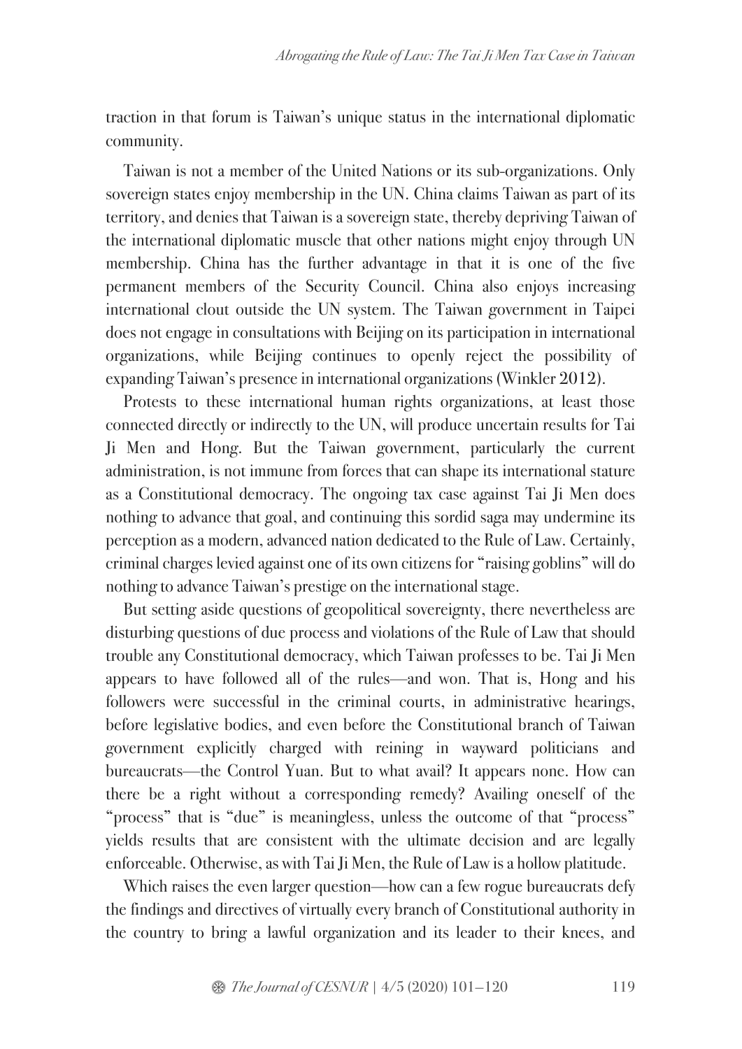traction in that forum is Taiwan's unique status in the international diplomatic community.

Taiwan is not a member of the United Nations or its sub-organizations. Only sovereign states enjoy membership in the UN. China claims Taiwan as part of its territory, and denies that Taiwan is a sovereign state, thereby depriving Taiwan of the international diplomatic muscle that other nations might enjoy through UN membership. China has the further advantage in that it is one of the five permanent members of the Security Council. China also enjoys increasing international clout outside the UN system. The Taiwan government in Taipei does not engage in consultations with Beijing on its participation in international organizations, while Beijing continues to openly reject the possibility of expanding Taiwan's presence in international organizations (Winkler 2012).

Protests to these international human rights organizations, at least those connected directly or indirectly to the UN, will produce uncertain results for Tai Ji Men and Hong. But the Taiwan government, particularly the current administration, is not immune from forces that can shape its international stature as a Constitutional democracy. The ongoing tax case against Tai Ji Men does nothing to advance that goal, and continuing this sordid saga may undermine its perception as a modern, advanced nation dedicated to the Rule of Law. Certainly, criminal charges levied against one of its own citizens for "raising goblins" will do nothing to advance Taiwan's prestige on the international stage.

But setting aside questions of geopolitical sovereignty, there nevertheless are disturbing questions of due process and violations of the Rule of Law that should trouble any Constitutional democracy, which Taiwan professes to be. Tai Ji Men appears to have followed all of the rules—and won. That is, Hong and his followers were successful in the criminal courts, in administrative hearings, before legislative bodies, and even before the Constitutional branch of Taiwan government explicitly charged with reining in wayward politicians and bureaucrats—the Control Yuan. But to what avail? It appears none. How can there be a right without a corresponding remedy? Availing oneself of the "process" that is "due" is meaningless, unless the outcome of that "process" yields results that are consistent with the ultimate decision and are legally enforceable. Otherwise, as with Tai Ji Men, the Rule of Law is a hollow platitude.

Which raises the even larger question—how can a few rogue bureaucrats defy the findings and directives of virtually every branch of Constitutional authority in the country to bring a lawful organization and its leader to their knees, and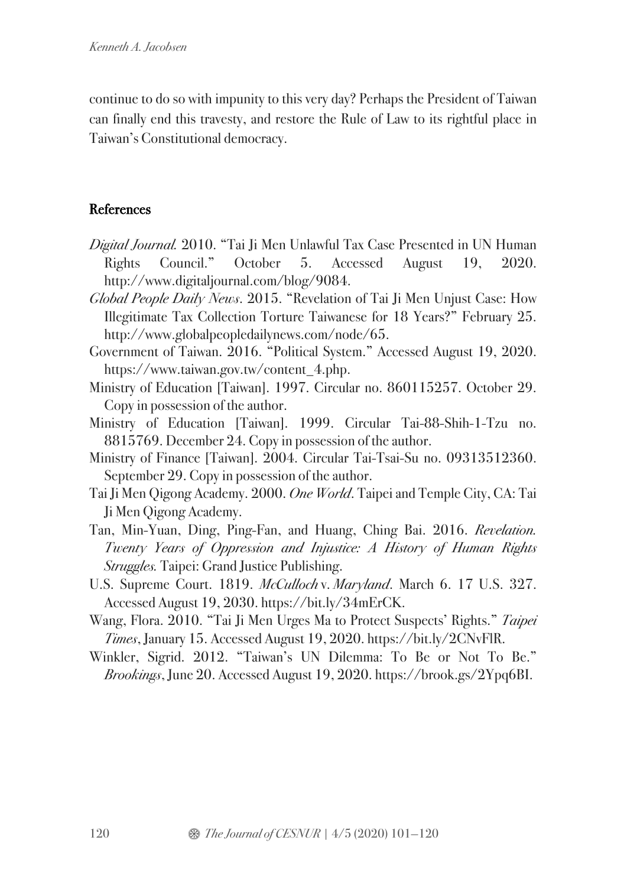continue to do so with impunity to this very day? Perhaps the President of Taiwan can finally end this travesty, and restore the Rule of Law to its rightful place in Taiwan's Constitutional democracy.

## References

*Digital Journal.* 2010. "Tai Ji Men Unlawful Tax Case Presented in UN Human Rights Council." October 5. Accessed August 19, 2020. http://www.digitaljournal.com/blog/9084.

*Global People Daily News*. 2015. "Revelation of Tai Ji Men Unjust Case: How Illegitimate Tax Collection Torture Taiwanese for 18 Years?" February 25. http://www.globalpeopledailynews.com/node/65.

Government of Taiwan. 2016. "Political System." Accessed August 19, 2020. https://www.taiwan.gov.tw/content_4.php.

Ministry of Education [Taiwan]. 1997. Circular no. 860115257. October 29. Copy in possession of the author.

Ministry of Education [Taiwan]. 1999. Circular Tai-88-Shih-1-Tzu no. 8815769. December 24. Copy in possession of the author.

Ministry of Finance [Taiwan]. 2004. Circular Tai-Tsai-Su no. 09313512360. September 29. Copy in possession of the author.

Tai Ji Men Qigong Academy. 2000. *One World*. Taipei and Temple City, CA: Tai Ji Men Qigong Academy.

Tan, Min-Yuan, Ding, Ping-Fan, and Huang, Ching Bai. 2016. *Revelation. Twenty Years of Oppression and Injustice: A History of Human Rights Struggles.* Taipei: Grand Justice Publishing.

U.S. Supreme Court. 1819. *McCulloch* v. *Maryland*. March 6. 17 U.S. 327. Accessed August 19, 2030. https://bit.ly/34mErCK.

Wang, Flora. 2010. "Tai Ji Men Urges Ma to Protect Suspects' Rights." *Taipei Times*, January 15. Accessed August 19, 2020. https://bit.ly/2CNvFlR.

Winkler, Sigrid. 2012. "Taiwan's UN Dilemma: To Be or Not To Be." *Brookings*, June 20. Accessed August 19, 2020. https://brook.gs/2Ypq6BI.